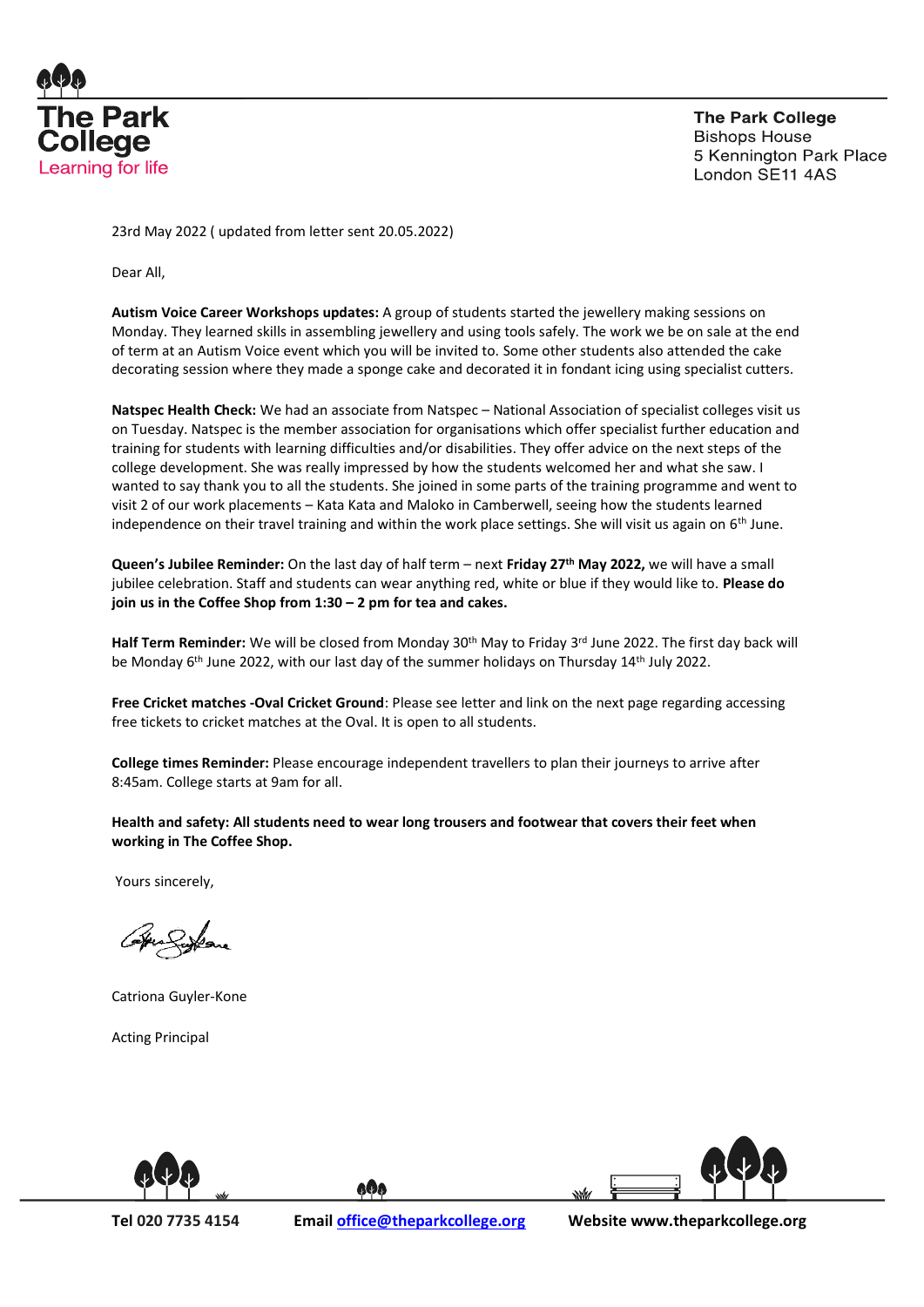**The Park College**
Learning for life

**The Park College**
Bishops House
5 Kennington Park Place
London SE11 4AS

23rd May 2022 ( updated from letter sent 20.05.2022)

Dear All,

**Autism Voice Career Workshops updates:** A group of students started the jewellery making sessions on Monday. They learned skills in assembling jewellery and using tools safely. The work we be on sale at the end of term at an Autism Voice event which you will be invited to. Some other students also attended the cake decorating session where they made a sponge cake and decorated it in fondant icing using specialist cutters.

**Natspec Health Check:** We had an associate from Natspec – National Association of specialist colleges visit us on Tuesday. Natspec is the member association for organisations which offer specialist further education and training for students with learning difficulties and/or disabilities. They offer advice on the next steps of the college development. She was really impressed by how the students welcomed her and what she saw. I wanted to say thank you to all the students. She joined in some parts of the training programme and went to visit 2 of our work placements – Kata Kata and Maloko in Camberwell, seeing how the students learned independence on their travel training and within the work place settings. She will visit us again on 6th June.

**Queen's Jubilee Reminder:** On the last day of half term – next **Friday 27th May 2022,** we will have a small jubilee celebration. Staff and students can wear anything red, white or blue if they would like to. **Please do join us in the Coffee Shop from 1:30 – 2 pm for tea and cakes.**

**Half Term Reminder:** We will be closed from Monday 30th May to Friday 3rd June 2022. The first day back will be Monday 6th June 2022, with our last day of the summer holidays on Thursday 14th July 2022.

**Free Cricket matches -Oval Cricket Ground**: Please see letter and link on the next page regarding accessing free tickets to cricket matches at the Oval. It is open to all students.

**College times Reminder:** Please encourage independent travellers to plan their journeys to arrive after 8:45am. College starts at 9am for all.

**Health and safety: All students need to wear long trousers and footwear that covers their feet when working in The Coffee Shop.**

Yours sincerely,

Catriona Guyler-Kone

Acting Principal

**Tel 020 7735 4154** **Email office@theparkcollege.org** **Website www.theparkcollege.org**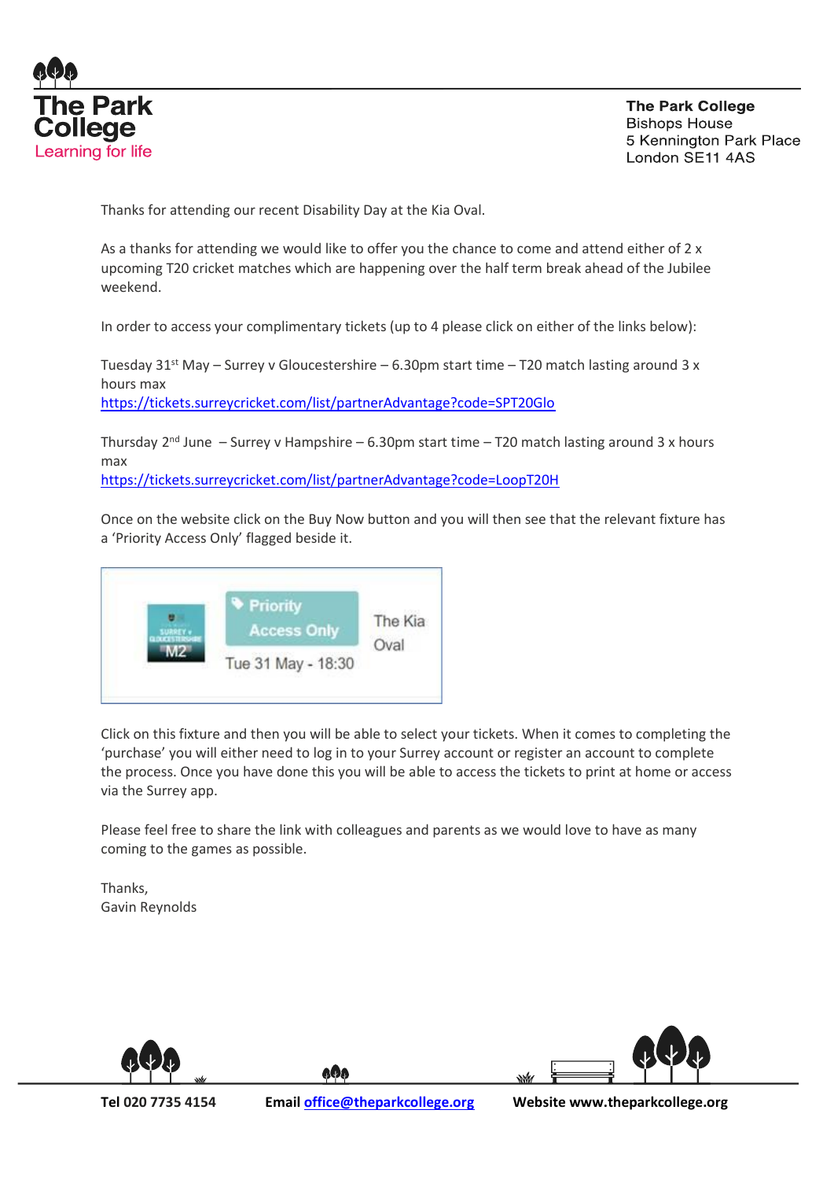**The Park College**
Learning for life

**The Park College**
Bishops House
5 Kennington Park Place
London SE11 4AS

Thanks for attending our recent Disability Day at the Kia Oval.

As a thanks for attending we would like to offer you the chance to come and attend either of 2 x upcoming T20 cricket matches which are happening over the half term break ahead of the Jubilee weekend.

In order to access your complimentary tickets (up to 4 please click on either of the links below):

Tuesday 31st May – Surrey v Gloucestershire – 6.30pm start time – T20 match lasting around 3 x hours max
https://tickets.surreycricket.com/list/partnerAdvantage?code=SPT20Glo

Thursday 2nd June – Surrey v Hampshire – 6.30pm start time – T20 match lasting around 3 x hours max
https://tickets.surreycricket.com/list/partnerAdvantage?code=LoopT20H

Once on the website click on the Buy Now button and you will then see that the relevant fixture has a 'Priority Access Only' flagged beside it.

Priority Access Only
Tue 31 May - 18:30
The Kia Oval

Click on this fixture and then you will be able to select your tickets. When it comes to completing the 'purchase' you will either need to log in to your Surrey account or register an account to complete the process. Once you have done this you will be able to access the tickets to print at home or access via the Surrey app.

Please feel free to share the link with colleagues and parents as we would love to have as many coming to the games as possible.

Thanks,
Gavin Reynolds

**Tel 020 7735 4154** **Email office@theparkcollege.org** **Website www.theparkcollege.org**